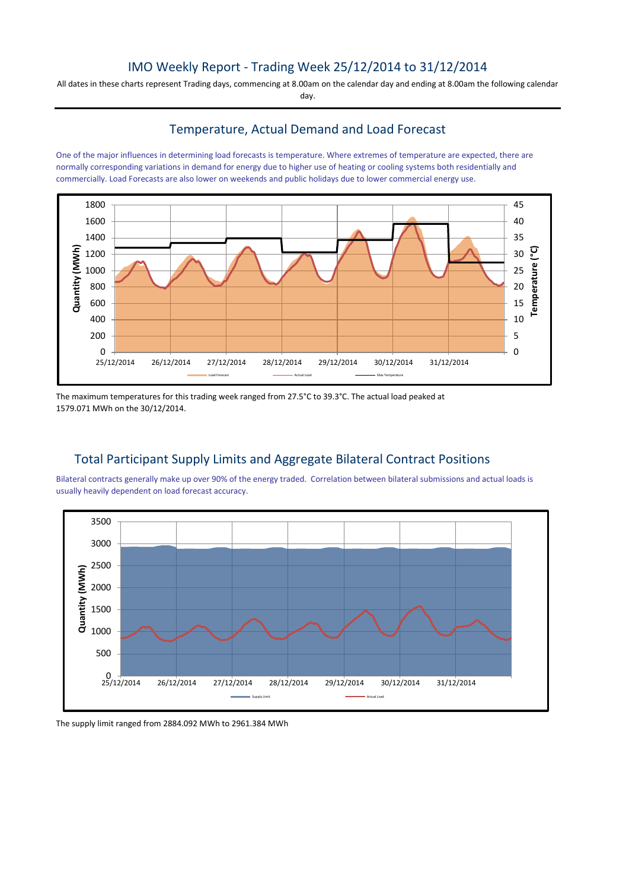# IMO Weekly Report - Trading Week 25/12/2014 to 31/12/2014

All dates in these charts represent Trading days, commencing at 8.00am on the calendar day and ending at 8.00am the following calendar day.

## Temperature, Actual Demand and Load Forecast

One of the major influences in determining load forecasts is temperature. Where extremes of temperature are expected, there are normally corresponding variations in demand for energy due to higher use of heating or cooling systems both residentially and commercially. Load Forecasts are also lower on weekends and public holidays due to lower commercial energy use.

The maximum temperatures for this trading week ranged from 27.5°C to 39.3°C. The actual load peaked at 1579.071 MWh on the 30/12/2014.

## Total Participant Supply Limits and Aggregate Bilateral Contract Positions

Bilateral contracts generally make up over 90% of the energy traded. Correlation between bilateral submissions and actual loads is usually heavily dependent on load forecast accuracy.

The supply limit ranged from 2884.092 MWh to 2961.384 MWh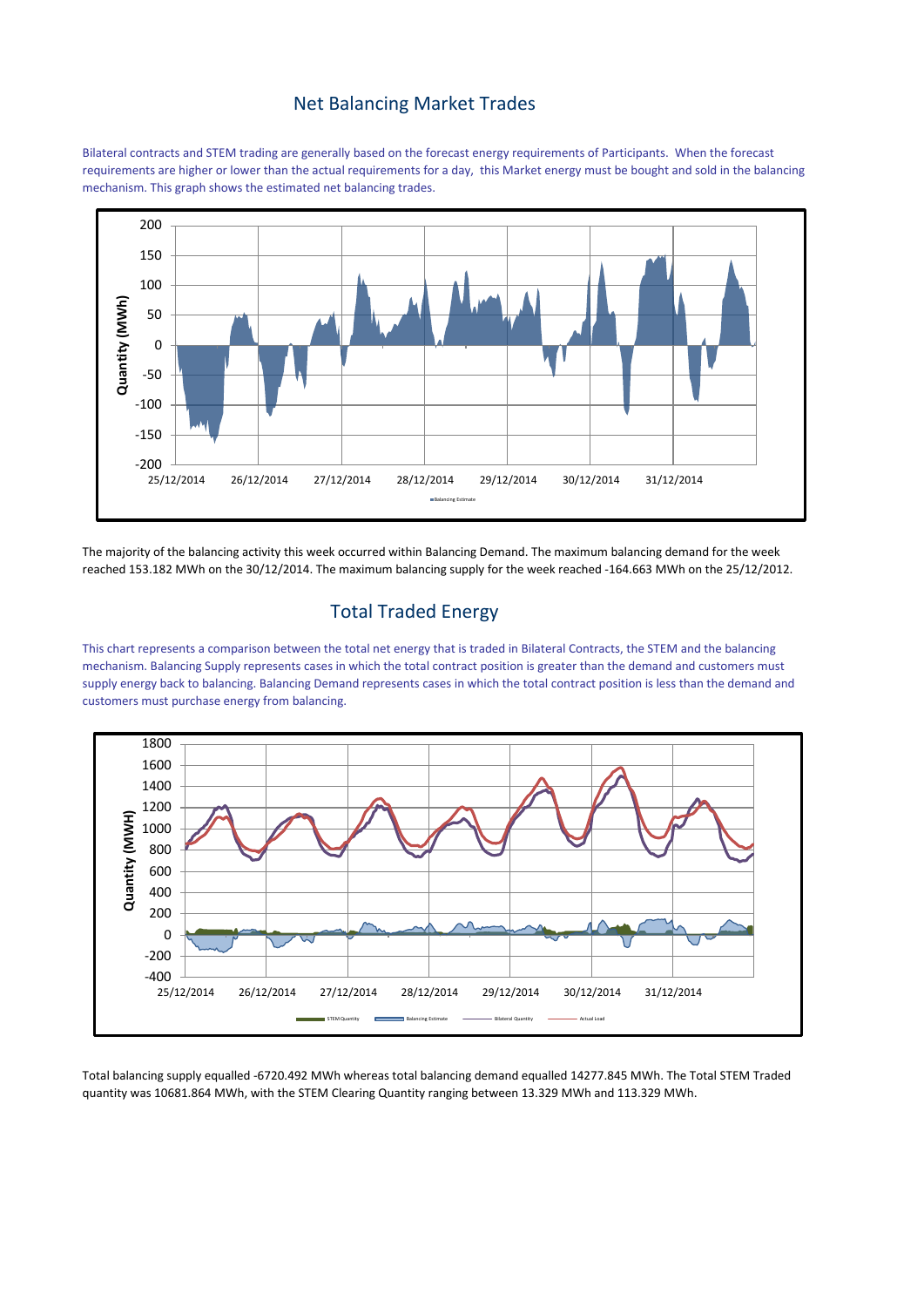## Net Balancing Market Trades

Bilateral contracts and STEM trading are generally based on the forecast energy requirements of Participants. When the forecast requirements are higher or lower than the actual requirements for a day, this Market energy must be bought and sold in the balancing mechanism. This graph shows the estimated net balancing trades.

The majority of the balancing activity this week occurred within Balancing Demand. The maximum balancing demand for the week reached 153.182 MWh on the 30/12/2014. The maximum balancing supply for the week reached -164.663 MWh on the 25/12/2012.

## Total Traded Energy

This chart represents a comparison between the total net energy that is traded in Bilateral Contracts, the STEM and the balancing mechanism. Balancing Supply represents cases in which the total contract position is greater than the demand and customers must supply energy back to balancing. Balancing Demand represents cases in which the total contract position is less than the demand and customers must purchase energy from balancing.

Total balancing supply equalled -6720.492 MWh whereas total balancing demand equalled 14277.845 MWh. The Total STEM Traded quantity was 10681.864 MWh, with the STEM Clearing Quantity ranging between 13.329 MWh and 113.329 MWh.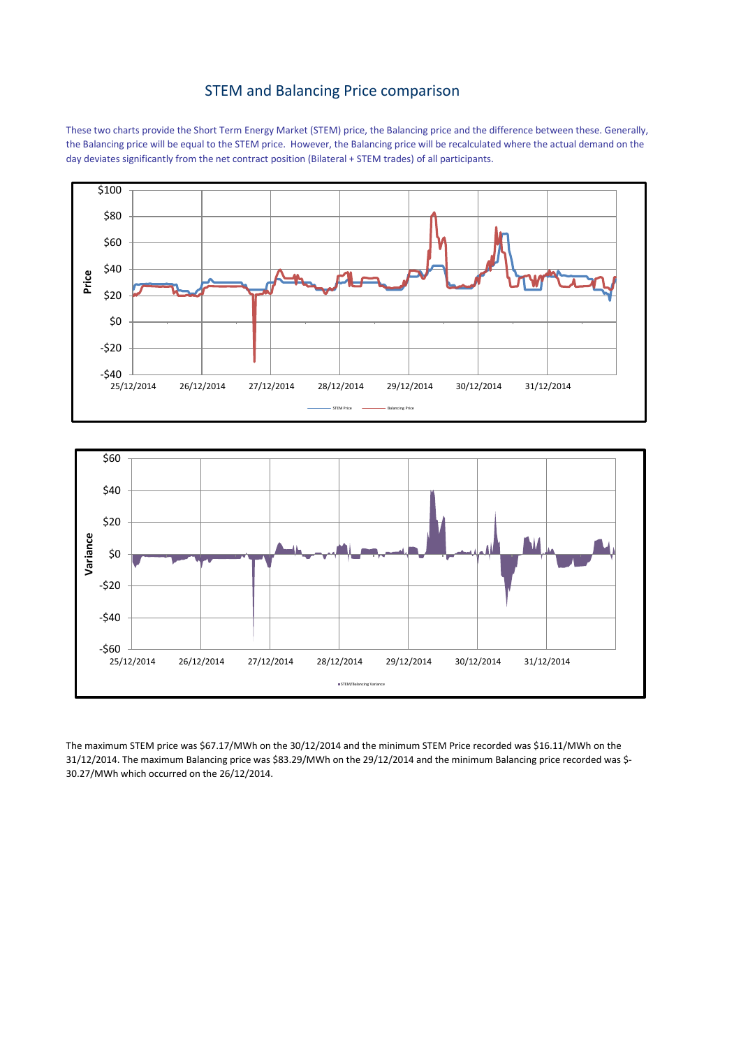# STEM and Balancing Price comparison

These two charts provide the Short Term Energy Market (STEM) price, the Balancing price and the difference between these. Generally, the Balancing price will be equal to the STEM price. However, the Balancing price will be recalculated where the actual demand on the day deviates significantly from the net contract position (Bilateral + STEM trades) of all participants.

Price
$100
$80
$60
$40
$20
$0
-$20
-$40
25/12/2014
26/12/2014
27/12/2014
28/12/2014
29/12/2014
30/12/2014
31/12/2014
STEM Price
Balancing Price

Variance
$60
$40
$20
$0
-$20
-$40
-$60
25/12/2014
26/12/2014
27/12/2014
28/12/2014
29/12/2014
30/12/2014
31/12/2014
STEM/Balancing Variance

The maximum STEM price was $67.17/MWh on the 30/12/2014 and the minimum STEM Price recorded was $16.11/MWh on the 31/12/2014. The maximum Balancing price was $83.29/MWh on the 29/12/2014 and the minimum Balancing price recorded was $-30.27/MWh which occurred on the 26/12/2014.